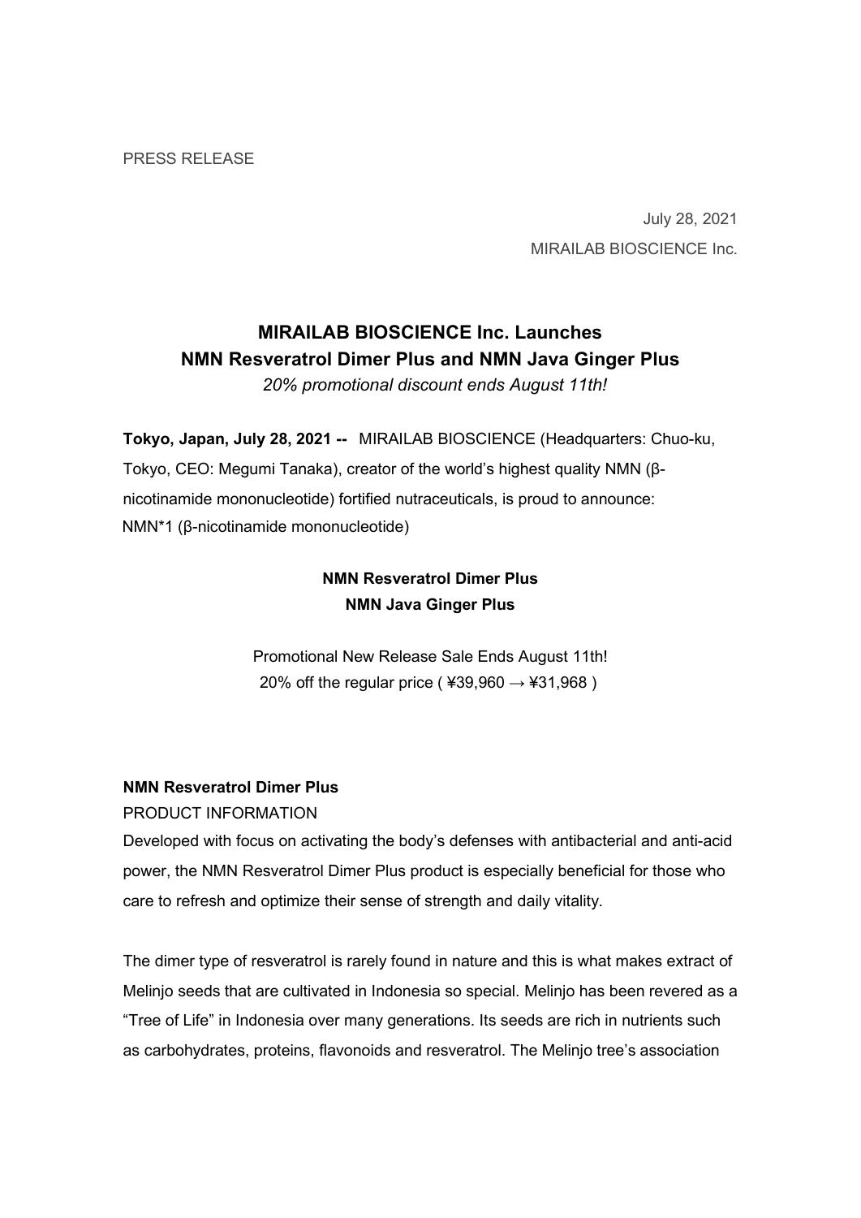PRESS RELEASE

July 28, 2021

MIRAILAB BIOSCIENCE Inc.

# MIRAILAB BIOSCIENCE Inc. Launches NMN Resveratrol Dimer Plus and NMN Java Ginger Plus

*20% promotional discount ends August 11th!*

**Tokyo, Japan, July 28, 2021 --** MIRAILAB BIOSCIENCE (Headquarters: Chuo-ku, Tokyo, CEO: Megumi Tanaka), creator of the world's highest quality NMN (β-nicotinamide mononucleotide) fortified nutraceuticals, is proud to announce:

NMN*1 (β-nicotinamide mononucleotide)

**NMN Resveratrol Dimer Plus**
**NMN Java Ginger Plus**

Promotional New Release Sale Ends August 11th!
20% off the regular price ( ¥39,960 → ¥31,968 )

## NMN Resveratrol Dimer Plus

PRODUCT INFORMATION

Developed with focus on activating the body's defenses with antibacterial and anti-acid power, the NMN Resveratrol Dimer Plus product is especially beneficial for those who care to refresh and optimize their sense of strength and daily vitality.

The dimer type of resveratrol is rarely found in nature and this is what makes extract of Melinjo seeds that are cultivated in Indonesia so special. Melinjo has been revered as a "Tree of Life" in Indonesia over many generations. Its seeds are rich in nutrients such as carbohydrates, proteins, flavonoids and resveratrol. The Melinjo tree's association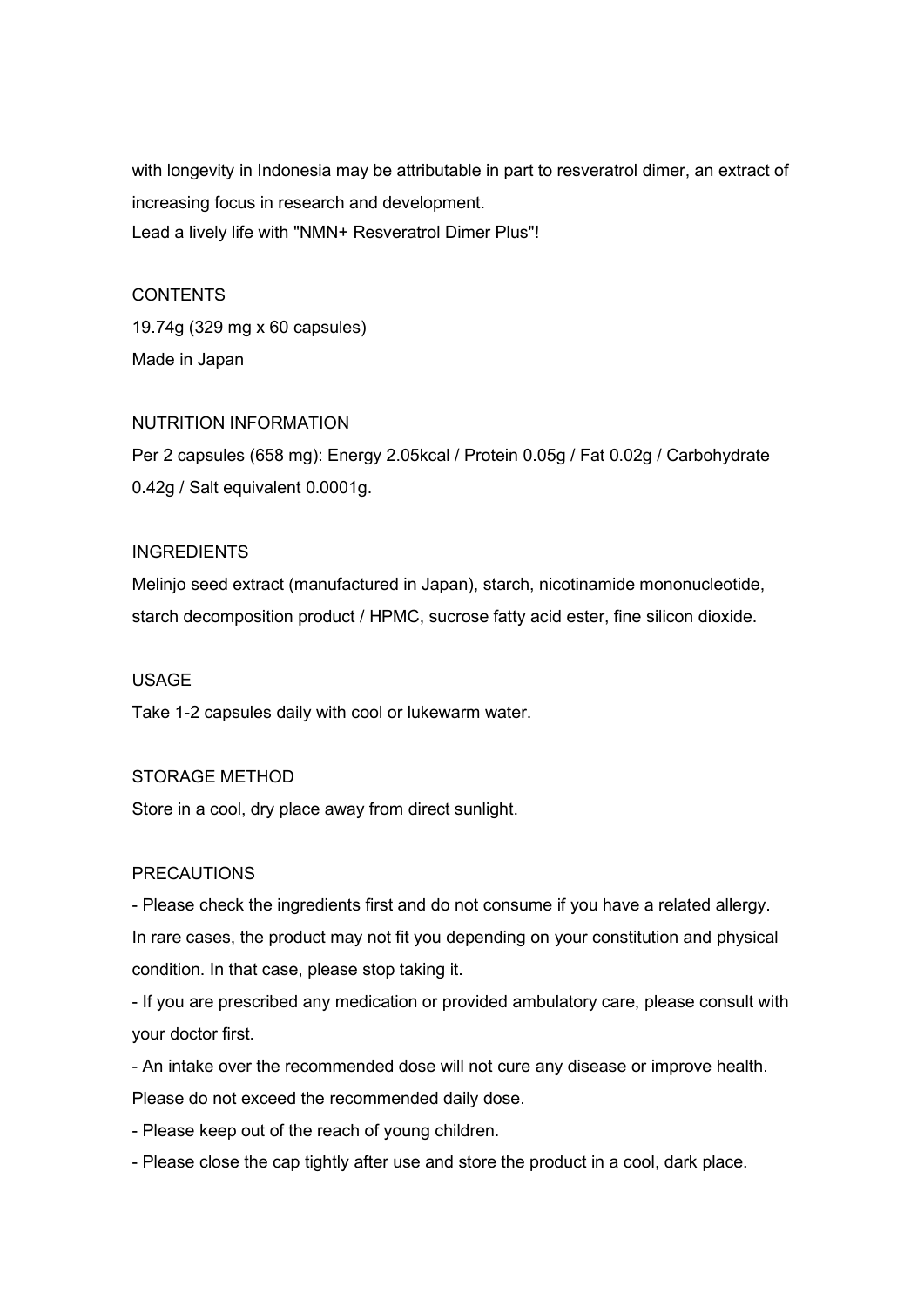with longevity in Indonesia may be attributable in part to resveratrol dimer, an extract of increasing focus in research and development.
Lead a lively life with "NMN+ Resveratrol Dimer Plus"!

## CONTENTS

19.74g (329 mg x 60 capsules)
Made in Japan

## NUTRITION INFORMATION

Per 2 capsules (658 mg): Energy 2.05kcal / Protein 0.05g / Fat 0.02g / Carbohydrate 0.42g / Salt equivalent 0.0001g.

## INGREDIENTS

Melinjo seed extract (manufactured in Japan), starch, nicotinamide mononucleotide, starch decomposition product / HPMC, sucrose fatty acid ester, fine silicon dioxide.

## USAGE

Take 1-2 capsules daily with cool or lukewarm water.

## STORAGE METHOD

Store in a cool, dry place away from direct sunlight.

## PRECAUTIONS

- Please check the ingredients first and do not consume if you have a related allergy. In rare cases, the product may not fit you depending on your constitution and physical condition. In that case, please stop taking it.
- If you are prescribed any medication or provided ambulatory care, please consult with your doctor first.
- An intake over the recommended dose will not cure any disease or improve health. Please do not exceed the recommended daily dose.
- Please keep out of the reach of young children.
- Please close the cap tightly after use and store the product in a cool, dark place.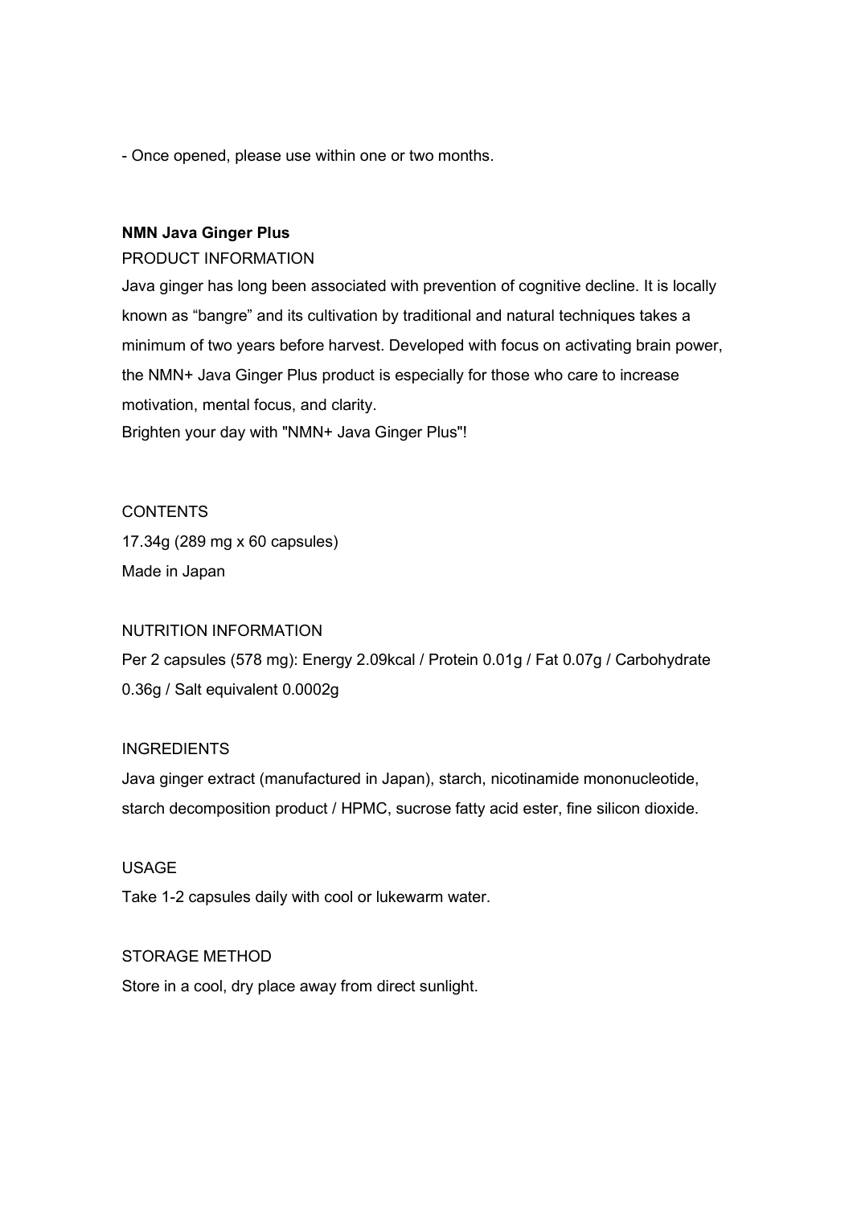- Once opened, please use within one or two months.

**NMN Java Ginger Plus**

PRODUCT INFORMATION

Java ginger has long been associated with prevention of cognitive decline. It is locally known as “bangre” and its cultivation by traditional and natural techniques takes a minimum of two years before harvest. Developed with focus on activating brain power, the NMN+ Java Ginger Plus product is especially for those who care to increase motivation, mental focus, and clarity.

Brighten your day with "NMN+ Java Ginger Plus"!

CONTENTS

17.34g (289 mg x 60 capsules)

Made in Japan

NUTRITION INFORMATION

Per 2 capsules (578 mg): Energy 2.09kcal / Protein 0.01g / Fat 0.07g / Carbohydrate 0.36g / Salt equivalent 0.0002g

INGREDIENTS

Java ginger extract (manufactured in Japan), starch, nicotinamide mononucleotide, starch decomposition product / HPMC, sucrose fatty acid ester, fine silicon dioxide.

USAGE

Take 1-2 capsules daily with cool or lukewarm water.

STORAGE METHOD

Store in a cool, dry place away from direct sunlight.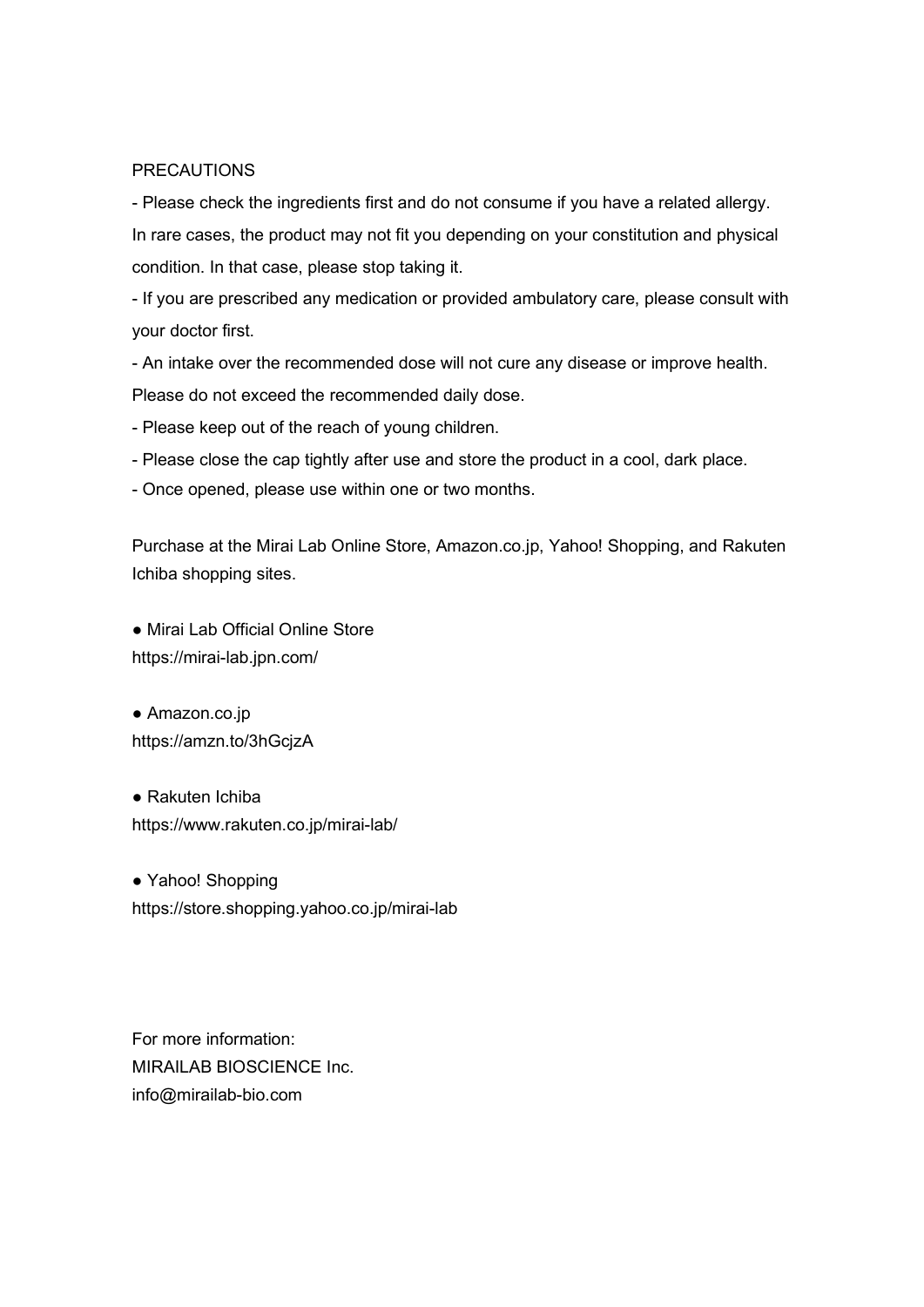PRECAUTIONS

- Please check the ingredients first and do not consume if you have a related allergy. In rare cases, the product may not fit you depending on your constitution and physical condition. In that case, please stop taking it.
- If you are prescribed any medication or provided ambulatory care, please consult with your doctor first.
- An intake over the recommended dose will not cure any disease or improve health. Please do not exceed the recommended daily dose.
- Please keep out of the reach of young children.
- Please close the cap tightly after use and store the product in a cool, dark place.
- Once opened, please use within one or two months.

Purchase at the Mirai Lab Online Store, Amazon.co.jp, Yahoo! Shopping, and Rakuten Ichiba shopping sites.

● Mirai Lab Official Online Store
https://mirai-lab.jpn.com/

● Amazon.co.jp
https://amzn.to/3hGcjzA

● Rakuten Ichiba
https://www.rakuten.co.jp/mirai-lab/

● Yahoo! Shopping
https://store.shopping.yahoo.co.jp/mirai-lab

For more information:
MIRAILAB BIOSCIENCE Inc.
info@mirailab-bio.com